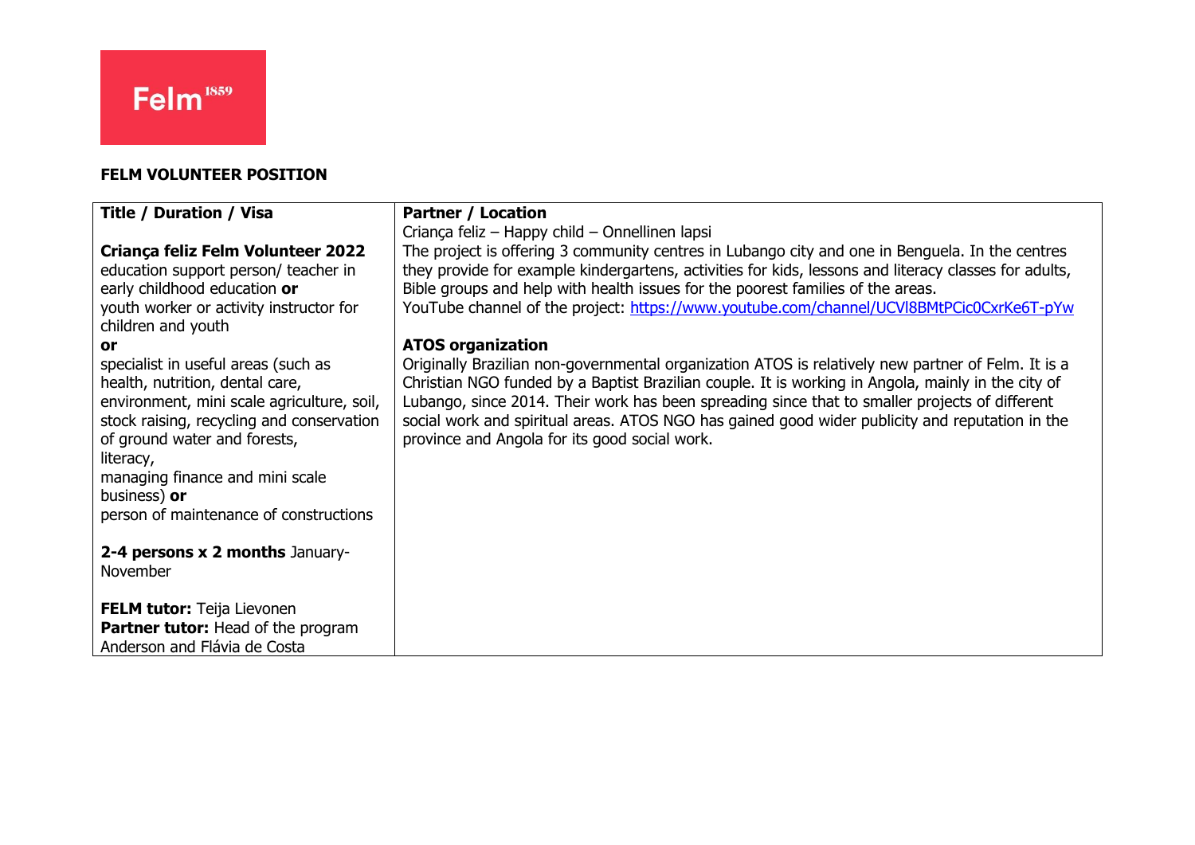Felm[1859]

**FELM VOLUNTEER POSITION**

| **Title / Duration / Visa** | **Partner / Location** |
|---|---|
| **Criança feliz Felm Volunteer 2022**<br>education support person/ teacher in early childhood education **or**<br>youth worker or activity instructor for children and youth<br>**or**<br>specialist in useful areas (such as health, nutrition, dental care, environment, mini scale agriculture, soil, stock raising, recycling and conservation of ground water and forests,<br>literacy,<br>managing finance and mini scale business) **or**<br>person of maintenance of constructions<br><br>**2-4 persons x 2 months** January-November<br><br>**FELM tutor:** Teija Lievonen<br>**Partner tutor:** Head of the program Anderson and Flávia de Costa | Criança feliz – Happy child – Onnellinen lapsi<br>The project is offering 3 community centres in Lubango city and one in Benguela. In the centres they provide for example kindergartens, activities for kids, lessons and literacy classes for adults, Bible groups and help with health issues for the poorest families of the areas.<br>YouTube channel of the project: [https://www.youtube.com/channel/UCVl8BMtPCic0CxrKe6T-pYw](https://www.youtube.com/channel/UCVl8BMtPCic0CxrKe6T-pYw)<br><br>**ATOS organization**<br>Originally Brazilian non-governmental organization ATOS is relatively new partner of Felm. It is a Christian NGO funded by a Baptist Brazilian couple. It is working in Angola, mainly in the city of Lubango, since 2014. Their work has been spreading since that to smaller projects of different social work and spiritual areas. ATOS NGO has gained good wider publicity and reputation in the province and Angola for its good social work. |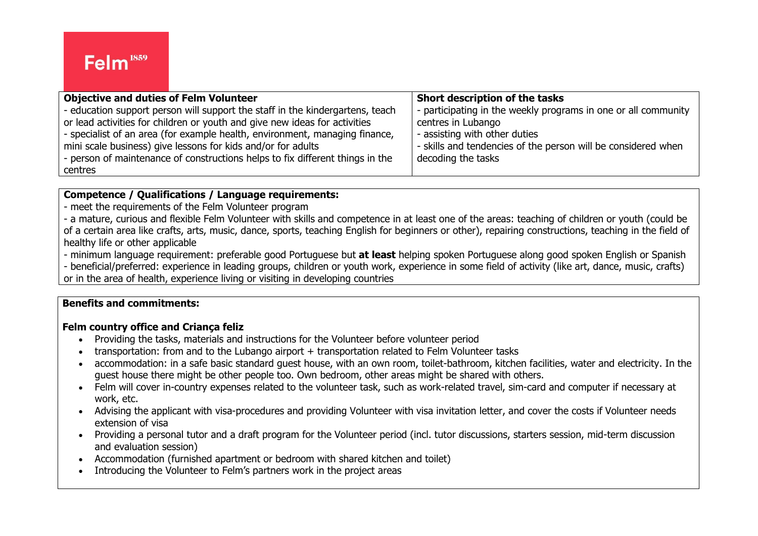Felm[1859]

| **Objective and duties of Felm Volunteer** | **Short description of the tasks** |
| --- | --- |
| - education support person will support the staff in the kindergartens, teach or lead activities for children or youth and give new ideas for activities<br>- specialist of an area (for example health, environment, managing finance, mini scale business) give lessons for kids and/or for adults<br>- person of maintenance of constructions helps to fix different things in the centres | - participating in the weekly programs in one or all community centres in Lubango<br>- assisting with other duties<br>- skills and tendencies of the person will be considered when decoding the tasks |

**Competence / Qualifications / Language requirements:**

- meet the requirements of the Felm Volunteer program
- a mature, curious and flexible Felm Volunteer with skills and competence in at least one of the areas: teaching of children or youth (could be of a certain area like crafts, arts, music, dance, sports, teaching English for beginners or other), repairing constructions, teaching in the field of healthy life or other applicable
- minimum language requirement: preferable good Portuguese but **at least** helping spoken Portuguese along good spoken English or Spanish
- beneficial/preferred: experience in leading groups, children or youth work, experience in some field of activity (like art, dance, music, crafts) or in the area of health, experience living or visiting in developing countries

**Benefits and commitments:**

**Felm country office and Criança feliz**

- Providing the tasks, materials and instructions for the Volunteer before volunteer period
- transportation: from and to the Lubango airport + transportation related to Felm Volunteer tasks
- accommodation: in a safe basic standard guest house, with an own room, toilet-bathroom, kitchen facilities, water and electricity. In the guest house there might be other people too. Own bedroom, other areas might be shared with others.
- Felm will cover in-country expenses related to the volunteer task, such as work-related travel, sim-card and computer if necessary at work, etc.
- Advising the applicant with visa-procedures and providing Volunteer with visa invitation letter, and cover the costs if Volunteer needs extension of visa
- Providing a personal tutor and a draft program for the Volunteer period (incl. tutor discussions, starters session, mid-term discussion and evaluation session)
- Accommodation (furnished apartment or bedroom with shared kitchen and toilet)
- Introducing the Volunteer to Felm's partners work in the project areas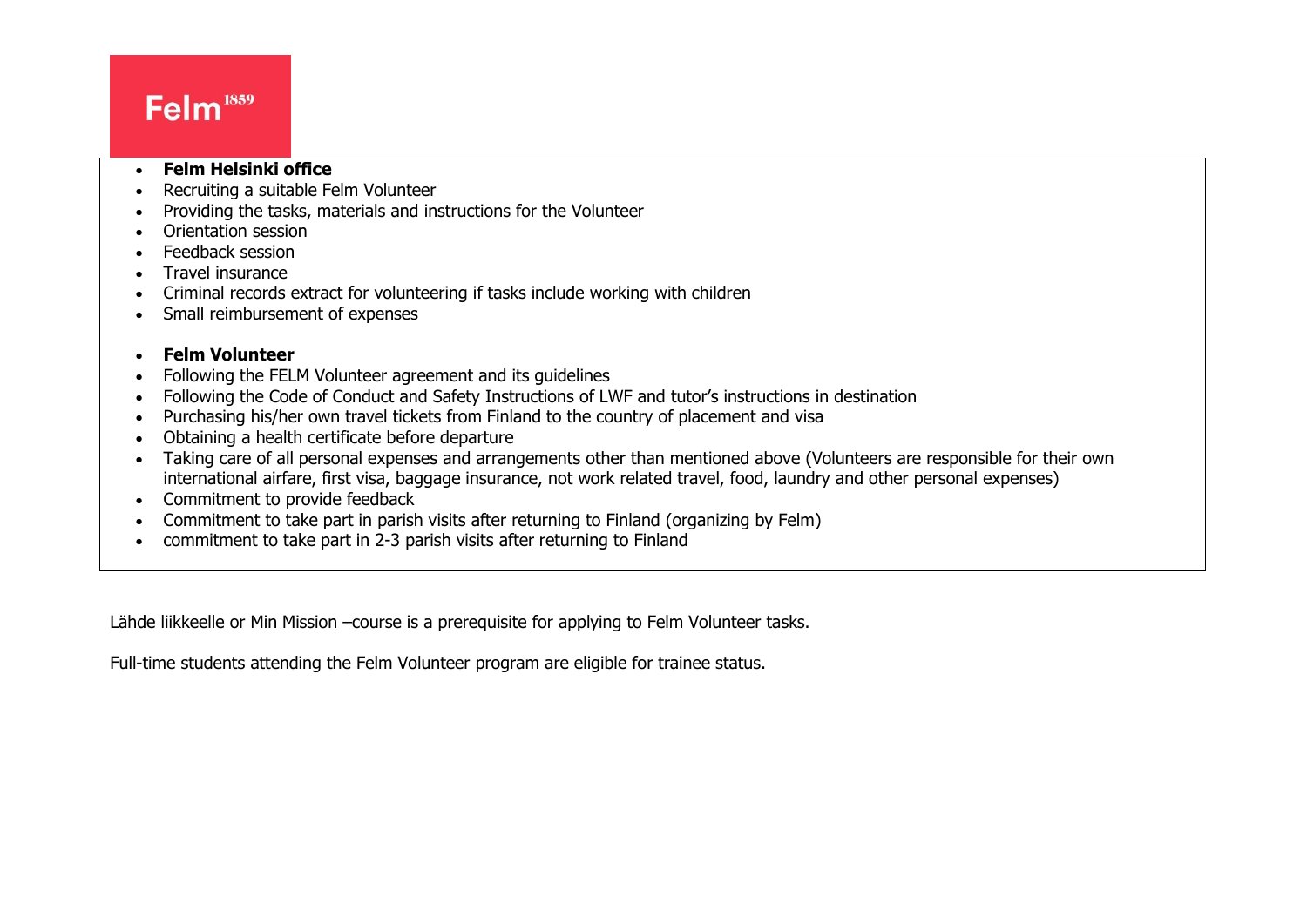- **Felm Helsinki office**
- Recruiting a suitable Felm Volunteer
- Providing the tasks, materials and instructions for the Volunteer
- Orientation session
- Feedback session
- Travel insurance
- Criminal records extract for volunteering if tasks include working with children
- Small reimbursement of expenses

- **Felm Volunteer**
- Following the FELM Volunteer agreement and its guidelines
- Following the Code of Conduct and Safety Instructions of LWF and tutor's instructions in destination
- Purchasing his/her own travel tickets from Finland to the country of placement and visa
- Obtaining a health certificate before departure
- Taking care of all personal expenses and arrangements other than mentioned above (Volunteers are responsible for their own international airfare, first visa, baggage insurance, not work related travel, food, laundry and other personal expenses)
- Commitment to provide feedback
- Commitment to take part in parish visits after returning to Finland (organizing by Felm)
- commitment to take part in 2-3 parish visits after returning to Finland

Lähde liikkeelle or Min Mission –course is a prerequisite for applying to Felm Volunteer tasks.

Full-time students attending the Felm Volunteer program are eligible for trainee status.